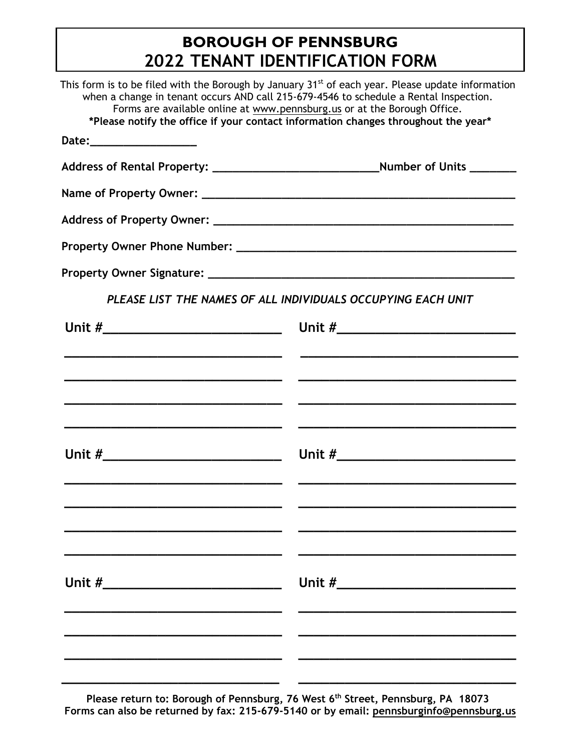# BOROUGH OF PENNSBURG
# 2022 TENANT IDENTIFICATION FORM

This form is to be filed with the Borough by January 31st of each year. Please update information when a change in tenant occurs AND call 215-679-4546 to schedule a Rental Inspection. Forms are available online at www.pennsburg.us or at the Borough Office.

**\*Please notify the office if your contact information changes throughout the year\***

**Date:**_________________

**Address of Rental Property:** __________________________ **Number of Units** _______

**Name of Property Owner:** ____________________________________________________

**Address of Property Owner:** __________________________________________________

**Property Owner Phone Number:** _______________________________________________

**Property Owner Signature:** ___________________________________________________

***PLEASE LIST THE NAMES OF ALL INDIVIDUALS OCCUPYING EACH UNIT***

| **Unit #**__________________________ | **Unit #**__________________________ |
| --- | --- |
| ________________________________ | ________________________________ |
| ________________________________ | ________________________________ |
| ________________________________ | ________________________________ |
| ________________________________ | ________________________________ |
| **Unit #**__________________________ | **Unit #**__________________________ |
| ________________________________ | ________________________________ |
| ________________________________ | ________________________________ |
| ________________________________ | ________________________________ |
| ________________________________ | ________________________________ |
| **Unit #**__________________________ | **Unit #**__________________________ |
| ________________________________ | ________________________________ |
| ________________________________ | ________________________________ |
| ________________________________ | ________________________________ |
| ________________________________ | ________________________________ |

**Please return to: Borough of Pennsburg, 76 West 6th Street, Pennsburg, PA 18073**
**Forms can also be returned by fax: 215-679-5140 or by email: pennsburginfo@pennsburg.us**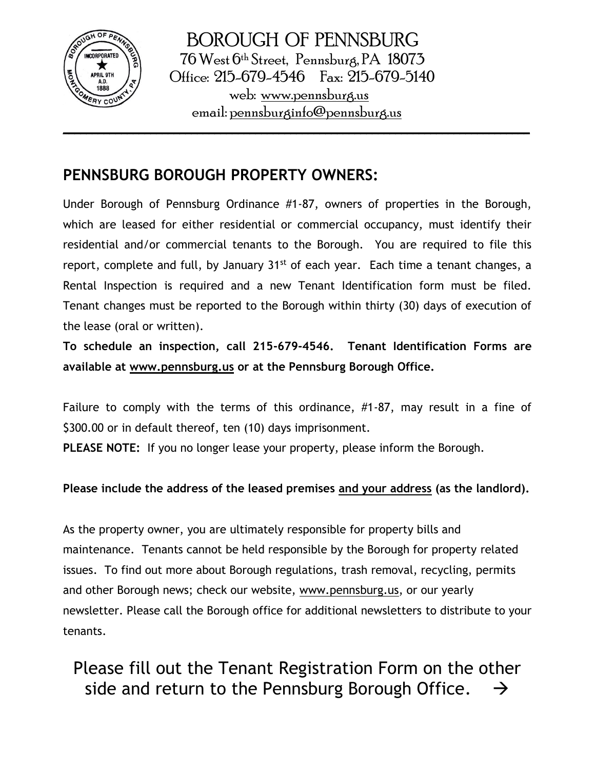# BOROUGH OF PENNSBURG

76 West 6th Street, Pennsburg, PA 18073
Office: 215-679-4546 Fax: 215-679-5140
web: www.pennsburg.us
email: pennsburginfo@pennsburg.us

## PENNSBURG BOROUGH PROPERTY OWNERS:

Under Borough of Pennsburg Ordinance #1-87, owners of properties in the Borough, which are leased for either residential or commercial occupancy, must identify their residential and/or commercial tenants to the Borough. You are required to file this report, complete and full, by January 31st of each year. Each time a tenant changes, a Rental Inspection is required and a new Tenant Identification form must be filed. Tenant changes must be reported to the Borough within thirty (30) days of execution of the lease (oral or written).

**To schedule an inspection, call 215-679-4546. Tenant Identification Forms are available at www.pennsburg.us or at the Pennsburg Borough Office.**

Failure to comply with the terms of this ordinance, #1-87, may result in a fine of $300.00 or in default thereof, ten (10) days imprisonment.

**PLEASE NOTE:** If you no longer lease your property, please inform the Borough.

**Please include the address of the leased premises and your address (as the landlord).**

As the property owner, you are ultimately responsible for property bills and maintenance. Tenants cannot be held responsible by the Borough for property related issues. To find out more about Borough regulations, trash removal, recycling, permits and other Borough news; check our website, www.pennsburg.us, or our yearly newsletter. Please call the Borough office for additional newsletters to distribute to your tenants.

Please fill out the Tenant Registration Form on the other side and return to the Pennsburg Borough Office. →